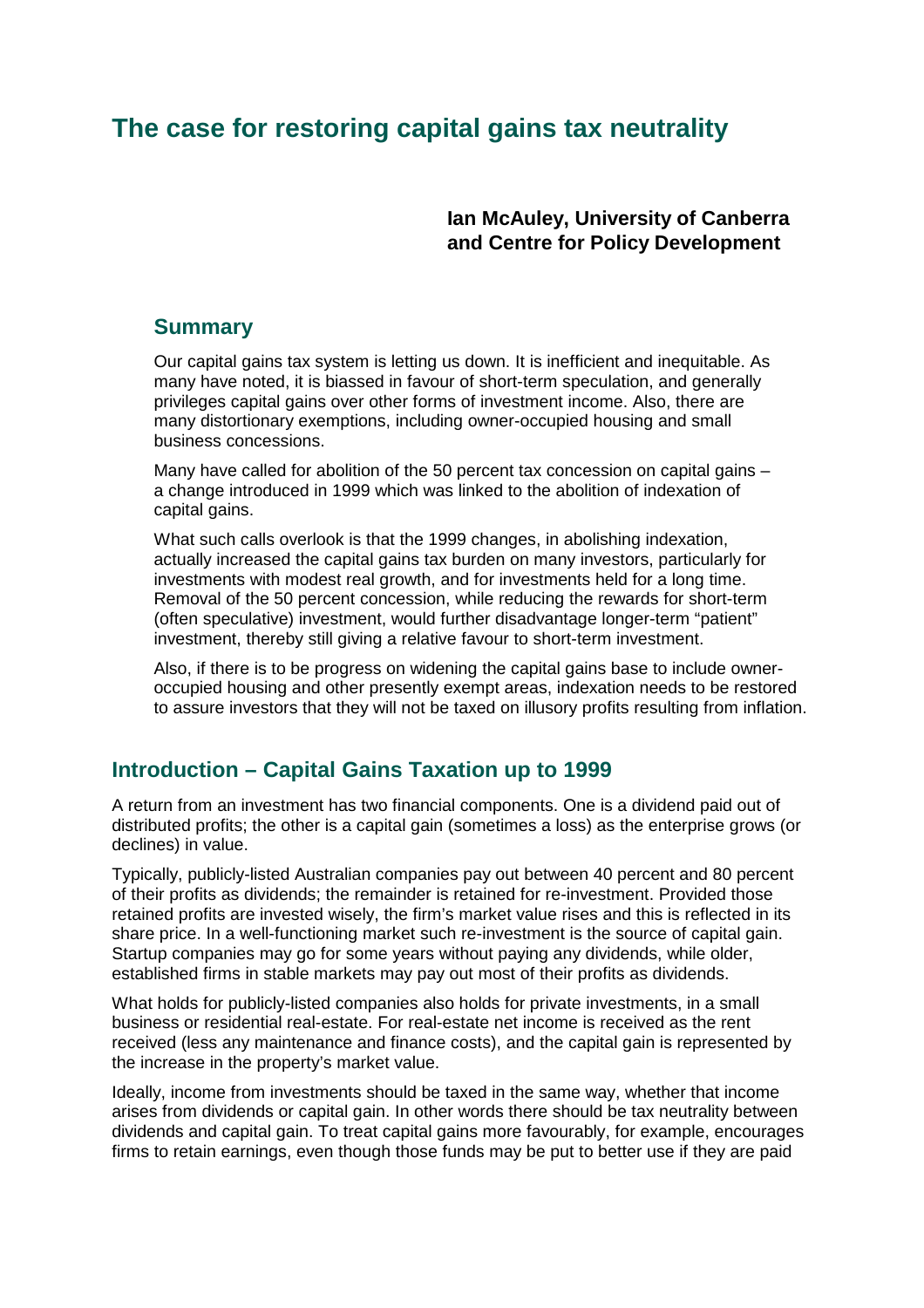# The case for restoring capital gains tax neutrality

**Ian McAuley, University of Canberra and Centre for Policy Development**

## Summary

Our capital gains tax system is letting us down. It is inefficient and inequitable. As many have noted, it is biassed in favour of short-term speculation, and generally privileges capital gains over other forms of investment income. Also, there are many distortionary exemptions, including owner-occupied housing and small business concessions.

Many have called for abolition of the 50 percent tax concession on capital gains – a change introduced in 1999 which was linked to the abolition of indexation of capital gains.

What such calls overlook is that the 1999 changes, in abolishing indexation, actually increased the capital gains tax burden on many investors, particularly for investments with modest real growth, and for investments held for a long time. Removal of the 50 percent concession, while reducing the rewards for short-term (often speculative) investment, would further disadvantage longer-term "patient" investment, thereby still giving a relative favour to short-term investment.

Also, if there is to be progress on widening the capital gains base to include owner-occupied housing and other presently exempt areas, indexation needs to be restored to assure investors that they will not be taxed on illusory profits resulting from inflation.

## Introduction – Capital Gains Taxation up to 1999

A return from an investment has two financial components. One is a dividend paid out of distributed profits; the other is a capital gain (sometimes a loss) as the enterprise grows (or declines) in value.

Typically, publicly-listed Australian companies pay out between 40 percent and 80 percent of their profits as dividends; the remainder is retained for re-investment. Provided those retained profits are invested wisely, the firm's market value rises and this is reflected in its share price. In a well-functioning market such re-investment is the source of capital gain. Startup companies may go for some years without paying any dividends, while older, established firms in stable markets may pay out most of their profits as dividends.

What holds for publicly-listed companies also holds for private investments, in a small business or residential real-estate. For real-estate net income is received as the rent received (less any maintenance and finance costs), and the capital gain is represented by the increase in the property's market value.

Ideally, income from investments should be taxed in the same way, whether that income arises from dividends or capital gain. In other words there should be tax neutrality between dividends and capital gain. To treat capital gains more favourably, for example, encourages firms to retain earnings, even though those funds may be put to better use if they are paid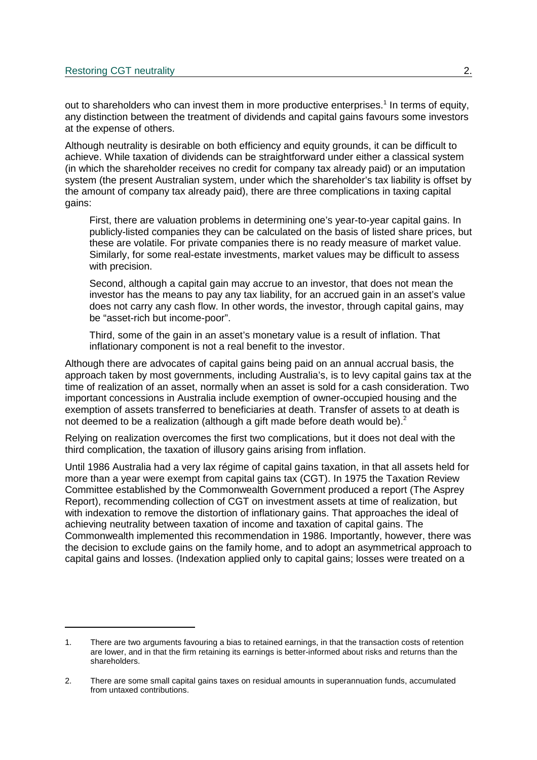out to shareholders who can invest them in more productive enterprises.[1] In terms of equity, any distinction between the treatment of dividends and capital gains favours some investors at the expense of others.

Although neutrality is desirable on both efficiency and equity grounds, it can be difficult to achieve. While taxation of dividends can be straightforward under either a classical system (in which the shareholder receives no credit for company tax already paid) or an imputation system (the present Australian system, under which the shareholder's tax liability is offset by the amount of company tax already paid), there are three complications in taxing capital gains:

> First, there are valuation problems in determining one's year-to-year capital gains. In publicly-listed companies they can be calculated on the basis of listed share prices, but these are volatile. For private companies there is no ready measure of market value. Similarly, for some real-estate investments, market values may be difficult to assess with precision.
>
> Second, although a capital gain may accrue to an investor, that does not mean the investor has the means to pay any tax liability, for an accrued gain in an asset's value does not carry any cash flow. In other words, the investor, through capital gains, may be "asset-rich but income-poor".
>
> Third, some of the gain in an asset's monetary value is a result of inflation. That inflationary component is not a real benefit to the investor.

Although there are advocates of capital gains being paid on an annual accrual basis, the approach taken by most governments, including Australia's, is to levy capital gains tax at the time of realization of an asset, normally when an asset is sold for a cash consideration. Two important concessions in Australia include exemption of owner-occupied housing and the exemption of assets transferred to beneficiaries at death. Transfer of assets to at death is not deemed to be a realization (although a gift made before death would be).[2]

Relying on realization overcomes the first two complications, but it does not deal with the third complication, the taxation of illusory gains arising from inflation.

Until 1986 Australia had a very lax régime of capital gains taxation, in that all assets held for more than a year were exempt from capital gains tax (CGT). In 1975 the Taxation Review Committee established by the Commonwealth Government produced a report (The Asprey Report), recommending collection of CGT on investment assets at time of realization, but with indexation to remove the distortion of inflationary gains. That approaches the ideal of achieving neutrality between taxation of income and taxation of capital gains. The Commonwealth implemented this recommendation in 1986. Importantly, however, there was the decision to exclude gains on the family home, and to adopt an asymmetrical approach to capital gains and losses. (Indexation applied only to capital gains; losses were treated on a

---

1. There are two arguments favouring a bias to retained earnings, in that the transaction costs of retention are lower, and in that the firm retaining its earnings is better-informed about risks and returns than the shareholders.

2. There are some small capital gains taxes on residual amounts in superannuation funds, accumulated from untaxed contributions.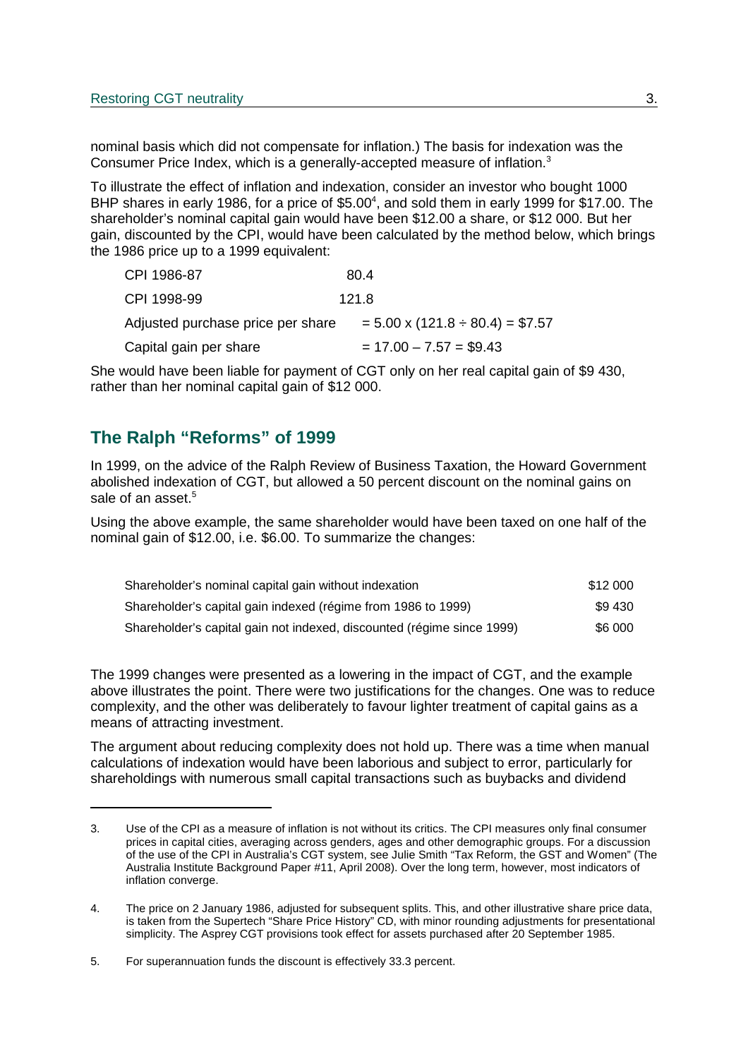nominal basis which did not compensate for inflation.) The basis for indexation was the Consumer Price Index, which is a generally-accepted measure of inflation.[3]

To illustrate the effect of inflation and indexation, consider an investor who bought 1000 BHP shares in early 1986, for a price of $5.00[4], and sold them in early 1999 for $17.00. The shareholder's nominal capital gain would have been $12.00 a share, or $12 000. But her gain, discounted by the CPI, would have been calculated by the method below, which brings the 1986 price up to a 1999 equivalent:

| | |
|---|---|
| CPI 1986-87 | 80.4 |
| CPI 1998-99 | 121.8 |
| Adjusted purchase price per share | = 5.00 x (121.8 ÷ 80.4) = $7.57 |
| Capital gain per share | = 17.00 – 7.57 = $9.43 |

She would have been liable for payment of CGT only on her real capital gain of $9 430, rather than her nominal capital gain of $12 000.

## The Ralph "Reforms" of 1999

In 1999, on the advice of the Ralph Review of Business Taxation, the Howard Government abolished indexation of CGT, but allowed a 50 percent discount on the nominal gains on sale of an asset.[5]

Using the above example, the same shareholder would have been taxed on one half of the nominal gain of $12.00, i.e. $6.00. To summarize the changes:

| | |
|---|---|
| Shareholder's nominal capital gain without indexation | $12 000 |
| Shareholder's capital gain indexed (régime from 1986 to 1999) | $9 430 |
| Shareholder's capital gain not indexed, discounted (régime since 1999) | $6 000 |

The 1999 changes were presented as a lowering in the impact of CGT, and the example above illustrates the point. There were two justifications for the changes. One was to reduce complexity, and the other was deliberately to favour lighter treatment of capital gains as a means of attracting investment.

The argument about reducing complexity does not hold up. There was a time when manual calculations of indexation would have been laborious and subject to error, particularly for shareholdings with numerous small capital transactions such as buybacks and dividend

---

3. Use of the CPI as a measure of inflation is not without its critics. The CPI measures only final consumer prices in capital cities, averaging across genders, ages and other demographic groups. For a discussion of the use of the CPI in Australia's CGT system, see Julie Smith "Tax Reform, the GST and Women" (The Australia Institute Background Paper #11, April 2008). Over the long term, however, most indicators of inflation converge.

4. The price on 2 January 1986, adjusted for subsequent splits. This, and other illustrative share price data, is taken from the Supertech "Share Price History" CD, with minor rounding adjustments for presentational simplicity. The Asprey CGT provisions took effect for assets purchased after 20 September 1985.

5. For superannuation funds the discount is effectively 33.3 percent.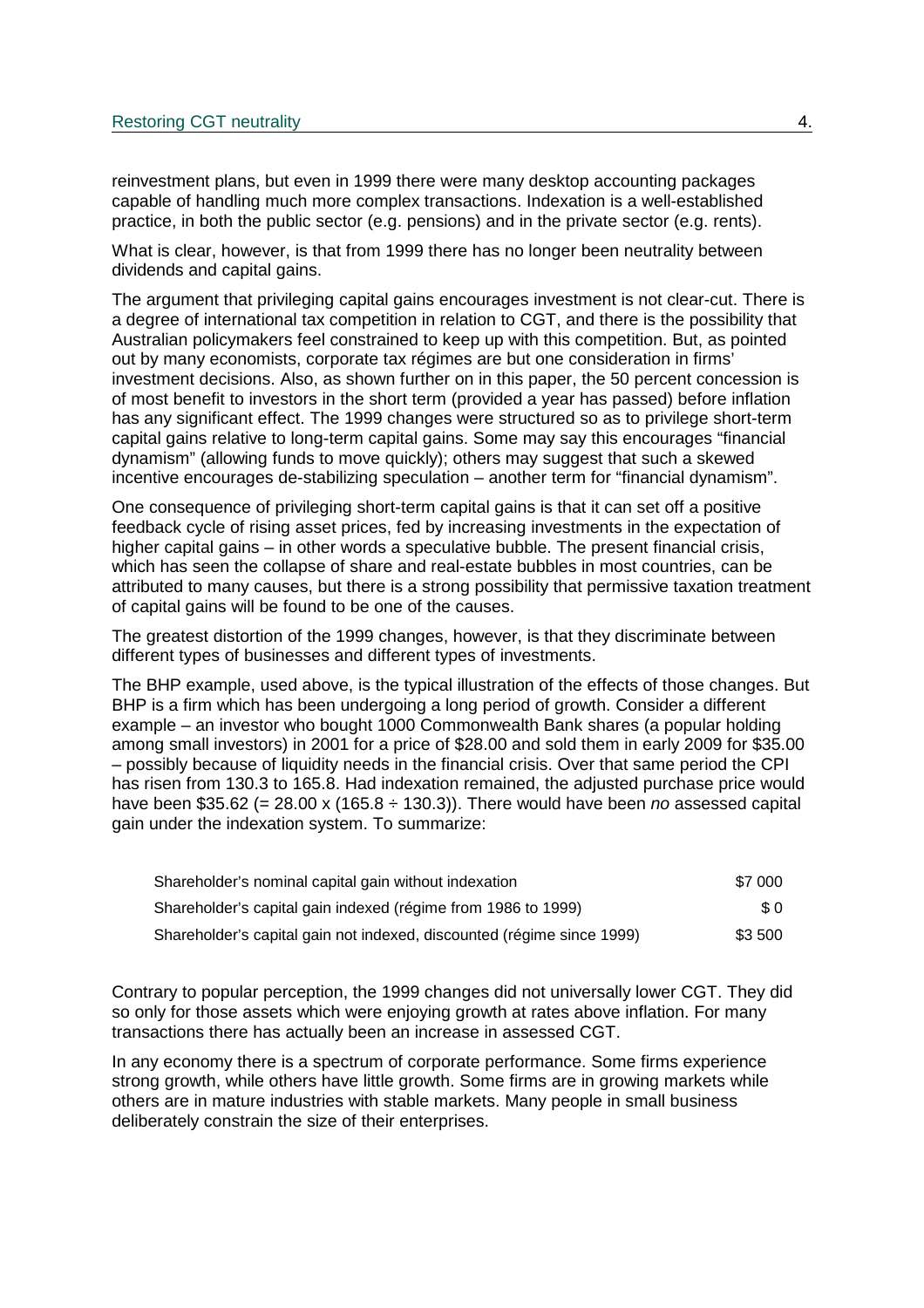reinvestment plans, but even in 1999 there were many desktop accounting packages capable of handling much more complex transactions. Indexation is a well-established practice, in both the public sector (e.g. pensions) and in the private sector (e.g. rents).

What is clear, however, is that from 1999 there has no longer been neutrality between dividends and capital gains.

The argument that privileging capital gains encourages investment is not clear-cut. There is a degree of international tax competition in relation to CGT, and there is the possibility that Australian policymakers feel constrained to keep up with this competition. But, as pointed out by many economists, corporate tax régimes are but one consideration in firms' investment decisions. Also, as shown further on in this paper, the 50 percent concession is of most benefit to investors in the short term (provided a year has passed) before inflation has any significant effect. The 1999 changes were structured so as to privilege short-term capital gains relative to long-term capital gains. Some may say this encourages "financial dynamism" (allowing funds to move quickly); others may suggest that such a skewed incentive encourages de-stabilizing speculation – another term for "financial dynamism".

One consequence of privileging short-term capital gains is that it can set off a positive feedback cycle of rising asset prices, fed by increasing investments in the expectation of higher capital gains – in other words a speculative bubble. The present financial crisis, which has seen the collapse of share and real-estate bubbles in most countries, can be attributed to many causes, but there is a strong possibility that permissive taxation treatment of capital gains will be found to be one of the causes.

The greatest distortion of the 1999 changes, however, is that they discriminate between different types of businesses and different types of investments.

The BHP example, used above, is the typical illustration of the effects of those changes. But BHP is a firm which has been undergoing a long period of growth. Consider a different example – an investor who bought 1000 Commonwealth Bank shares (a popular holding among small investors) in 2001 for a price of \$28.00 and sold them in early 2009 for \$35.00 – possibly because of liquidity needs in the financial crisis. Over that same period the CPI has risen from 130.3 to 165.8. Had indexation remained, the adjusted purchase price would have been \$35.62 (= 28.00 x (165.8 ÷ 130.3)). There would have been *no* assessed capital gain under the indexation system. To summarize:

| | |
|---|---|
| Shareholder's nominal capital gain without indexation | \$7 000 |
| Shareholder's capital gain indexed (régime from 1986 to 1999) | \$ 0 |
| Shareholder's capital gain not indexed, discounted (régime since 1999) | \$3 500 |

Contrary to popular perception, the 1999 changes did not universally lower CGT. They did so only for those assets which were enjoying growth at rates above inflation. For many transactions there has actually been an increase in assessed CGT.

In any economy there is a spectrum of corporate performance. Some firms experience strong growth, while others have little growth. Some firms are in growing markets while others are in mature industries with stable markets. Many people in small business deliberately constrain the size of their enterprises.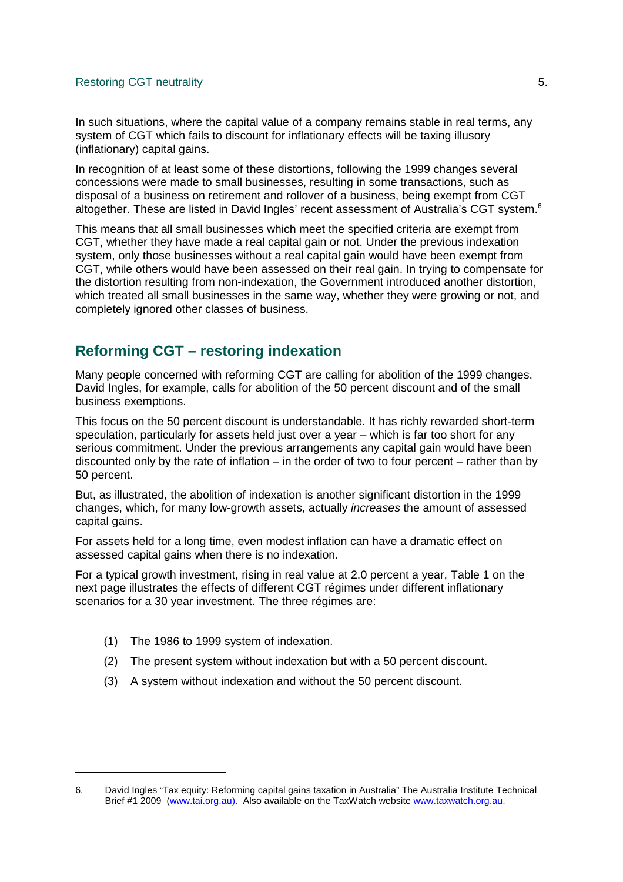In such situations, where the capital value of a company remains stable in real terms, any system of CGT which fails to discount for inflationary effects will be taxing illusory (inflationary) capital gains.

In recognition of at least some of these distortions, following the 1999 changes several concessions were made to small businesses, resulting in some transactions, such as disposal of a business on retirement and rollover of a business, being exempt from CGT altogether. These are listed in David Ingles' recent assessment of Australia's CGT system.[6]

This means that all small businesses which meet the specified criteria are exempt from CGT, whether they have made a real capital gain or not. Under the previous indexation system, only those businesses without a real capital gain would have been exempt from CGT, while others would have been assessed on their real gain. In trying to compensate for the distortion resulting from non-indexation, the Government introduced another distortion, which treated all small businesses in the same way, whether they were growing or not, and completely ignored other classes of business.

## Reforming CGT – restoring indexation

Many people concerned with reforming CGT are calling for abolition of the 1999 changes. David Ingles, for example, calls for abolition of the 50 percent discount and of the small business exemptions.

This focus on the 50 percent discount is understandable. It has richly rewarded short-term speculation, particularly for assets held just over a year – which is far too short for any serious commitment. Under the previous arrangements any capital gain would have been discounted only by the rate of inflation – in the order of two to four percent – rather than by 50 percent.

But, as illustrated, the abolition of indexation is another significant distortion in the 1999 changes, which, for many low-growth assets, actually *increases* the amount of assessed capital gains.

For assets held for a long time, even modest inflation can have a dramatic effect on assessed capital gains when there is no indexation.

For a typical growth investment, rising in real value at 2.0 percent a year, Table 1 on the next page illustrates the effects of different CGT régimes under different inflationary scenarios for a 30 year investment. The three régimes are:

(1) The 1986 to 1999 system of indexation.

(2) The present system without indexation but with a 50 percent discount.

(3) A system without indexation and without the 50 percent discount.

---

6. David Ingles "Tax equity: Reforming capital gains taxation in Australia" The Australia Institute Technical Brief #1 2009 (www.tai.org.au). Also available on the TaxWatch website www.taxwatch.org.au.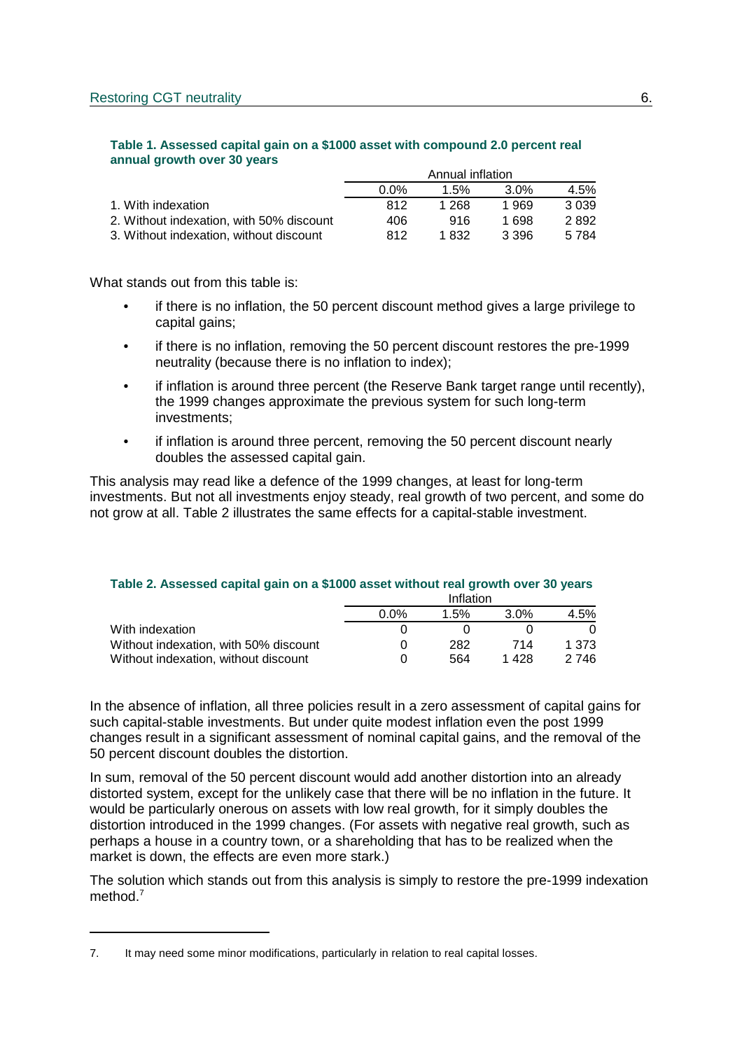**Table 1. Assessed capital gain on a $1000 asset with compound 2.0 percent real annual growth over 30 years**

| | Annual inflation | | | |
|---|---|---|---|---|
| | 0.0% | 1.5% | 3.0% | 4.5% |
| 1. With indexation | 812 | 1 268 | 1 969 | 3 039 |
| 2. Without indexation, with 50% discount | 406 | 916 | 1 698 | 2 892 |
| 3. Without indexation, without discount | 812 | 1 832 | 3 396 | 5 784 |

What stands out from this table is:

- if there is no inflation, the 50 percent discount method gives a large privilege to capital gains;
- if there is no inflation, removing the 50 percent discount restores the pre-1999 neutrality (because there is no inflation to index);
- if inflation is around three percent (the Reserve Bank target range until recently), the 1999 changes approximate the previous system for such long-term investments;
- if inflation is around three percent, removing the 50 percent discount nearly doubles the assessed capital gain.

This analysis may read like a defence of the 1999 changes, at least for long-term investments. But not all investments enjoy steady, real growth of two percent, and some do not grow at all. Table 2 illustrates the same effects for a capital-stable investment.

**Table 2. Assessed capital gain on a $1000 asset without real growth over 30 years**

| | Inflation | | | |
|---|---|---|---|---|
| | 0.0% | 1.5% | 3.0% | 4.5% |
| With indexation | 0 | 0 | 0 | 0 |
| Without indexation, with 50% discount | 0 | 282 | 714 | 1 373 |
| Without indexation, without discount | 0 | 564 | 1 428 | 2 746 |

In the absence of inflation, all three policies result in a zero assessment of capital gains for such capital-stable investments. But under quite modest inflation even the post 1999 changes result in a significant assessment of nominal capital gains, and the removal of the 50 percent discount doubles the distortion.

In sum, removal of the 50 percent discount would add another distortion into an already distorted system, except for the unlikely case that there will be no inflation in the future. It would be particularly onerous on assets with low real growth, for it simply doubles the distortion introduced in the 1999 changes. (For assets with negative real growth, such as perhaps a house in a country town, or a shareholding that has to be realized when the market is down, the effects are even more stark.)

The solution which stands out from this analysis is simply to restore the pre-1999 indexation method.[7]

7. It may need some minor modifications, particularly in relation to real capital losses.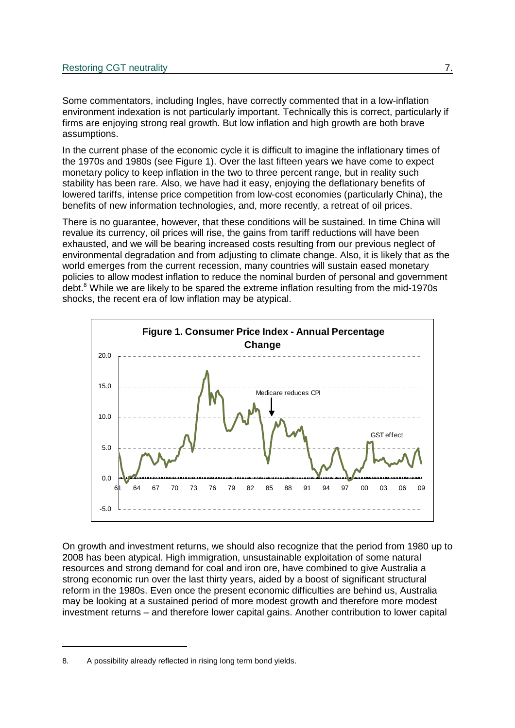Some commentators, including Ingles, have correctly commented that in a low-inflation environment indexation is not particularly important. Technically this is correct, particularly if firms are enjoying strong real growth. But low inflation and high growth are both brave assumptions.

In the current phase of the economic cycle it is difficult to imagine the inflationary times of the 1970s and 1980s (see Figure 1). Over the last fifteen years we have come to expect monetary policy to keep inflation in the two to three percent range, but in reality such stability has been rare. Also, we have had it easy, enjoying the deflationary benefits of lowered tariffs, intense price competition from low-cost economies (particularly China), the benefits of new information technologies, and, more recently, a retreat of oil prices.

There is no guarantee, however, that these conditions will be sustained. In time China will revalue its currency, oil prices will rise, the gains from tariff reductions will have been exhausted, and we will be bearing increased costs resulting from our previous neglect of environmental degradation and from adjusting to climate change. Also, it is likely that as the world emerges from the current recession, many countries will sustain eased monetary policies to allow modest inflation to reduce the nominal burden of personal and government debt.[8] While we are likely to be spared the extreme inflation resulting from the mid-1970s shocks, the recent era of low inflation may be atypical.

**Figure 1. Consumer Price Index - Annual Percentage Change**

On growth and investment returns, we should also recognize that the period from 1980 up to 2008 has been atypical. High immigration, unsustainable exploitation of some natural resources and strong demand for coal and iron ore, have combined to give Australia a strong economic run over the last thirty years, aided by a boost of significant structural reform in the 1980s. Even once the present economic difficulties are behind us, Australia may be looking at a sustained period of more modest growth and therefore more modest investment returns – and therefore lower capital gains. Another contribution to lower capital

---

8. A possibility already reflected in rising long term bond yields.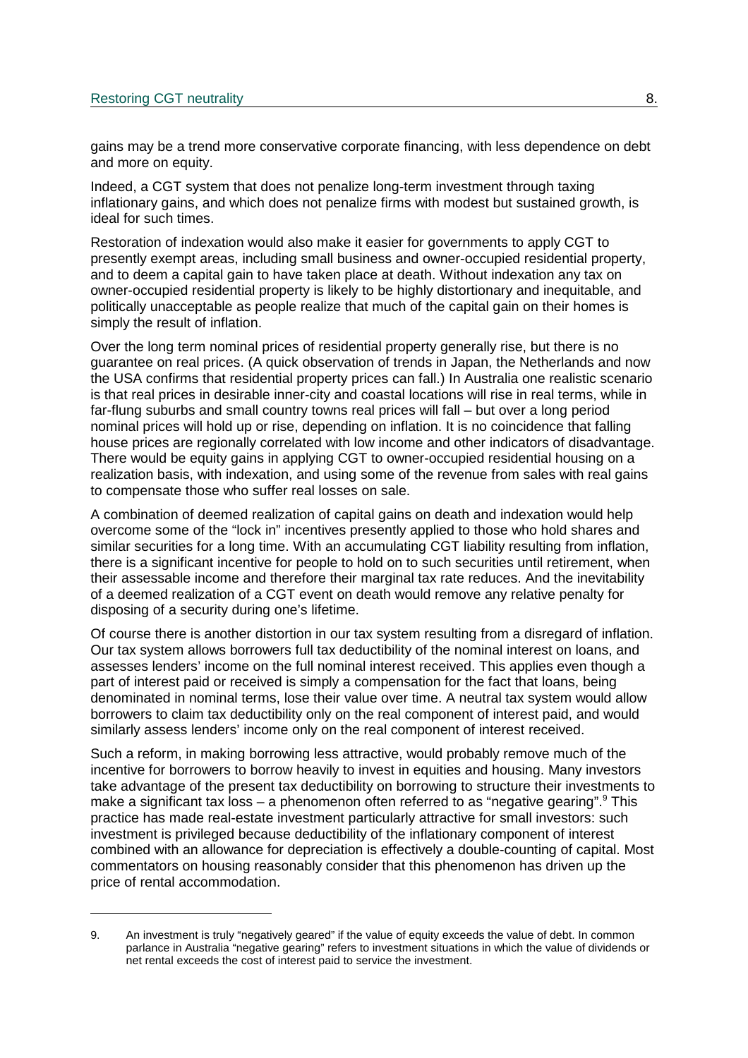gains may be a trend more conservative corporate financing, with less dependence on debt and more on equity.

Indeed, a CGT system that does not penalize long-term investment through taxing inflationary gains, and which does not penalize firms with modest but sustained growth, is ideal for such times.

Restoration of indexation would also make it easier for governments to apply CGT to presently exempt areas, including small business and owner-occupied residential property, and to deem a capital gain to have taken place at death. Without indexation any tax on owner-occupied residential property is likely to be highly distortionary and inequitable, and politically unacceptable as people realize that much of the capital gain on their homes is simply the result of inflation.

Over the long term nominal prices of residential property generally rise, but there is no guarantee on real prices. (A quick observation of trends in Japan, the Netherlands and now the USA confirms that residential property prices can fall.) In Australia one realistic scenario is that real prices in desirable inner-city and coastal locations will rise in real terms, while in far-flung suburbs and small country towns real prices will fall – but over a long period nominal prices will hold up or rise, depending on inflation. It is no coincidence that falling house prices are regionally correlated with low income and other indicators of disadvantage. There would be equity gains in applying CGT to owner-occupied residential housing on a realization basis, with indexation, and using some of the revenue from sales with real gains to compensate those who suffer real losses on sale.

A combination of deemed realization of capital gains on death and indexation would help overcome some of the "lock in" incentives presently applied to those who hold shares and similar securities for a long time. With an accumulating CGT liability resulting from inflation, there is a significant incentive for people to hold on to such securities until retirement, when their assessable income and therefore their marginal tax rate reduces. And the inevitability of a deemed realization of a CGT event on death would remove any relative penalty for disposing of a security during one's lifetime.

Of course there is another distortion in our tax system resulting from a disregard of inflation. Our tax system allows borrowers full tax deductibility of the nominal interest on loans, and assesses lenders' income on the full nominal interest received. This applies even though a part of interest paid or received is simply a compensation for the fact that loans, being denominated in nominal terms, lose their value over time. A neutral tax system would allow borrowers to claim tax deductibility only on the real component of interest paid, and would similarly assess lenders' income only on the real component of interest received.

Such a reform, in making borrowing less attractive, would probably remove much of the incentive for borrowers to borrow heavily to invest in equities and housing. Many investors take advantage of the present tax deductibility on borrowing to structure their investments to make a significant tax loss – a phenomenon often referred to as "negative gearing".[9] This practice has made real-estate investment particularly attractive for small investors: such investment is privileged because deductibility of the inflationary component of interest combined with an allowance for depreciation is effectively a double-counting of capital. Most commentators on housing reasonably consider that this phenomenon has driven up the price of rental accommodation.

---

9. An investment is truly "negatively geared" if the value of equity exceeds the value of debt. In common parlance in Australia "negative gearing" refers to investment situations in which the value of dividends or net rental exceeds the cost of interest paid to service the investment.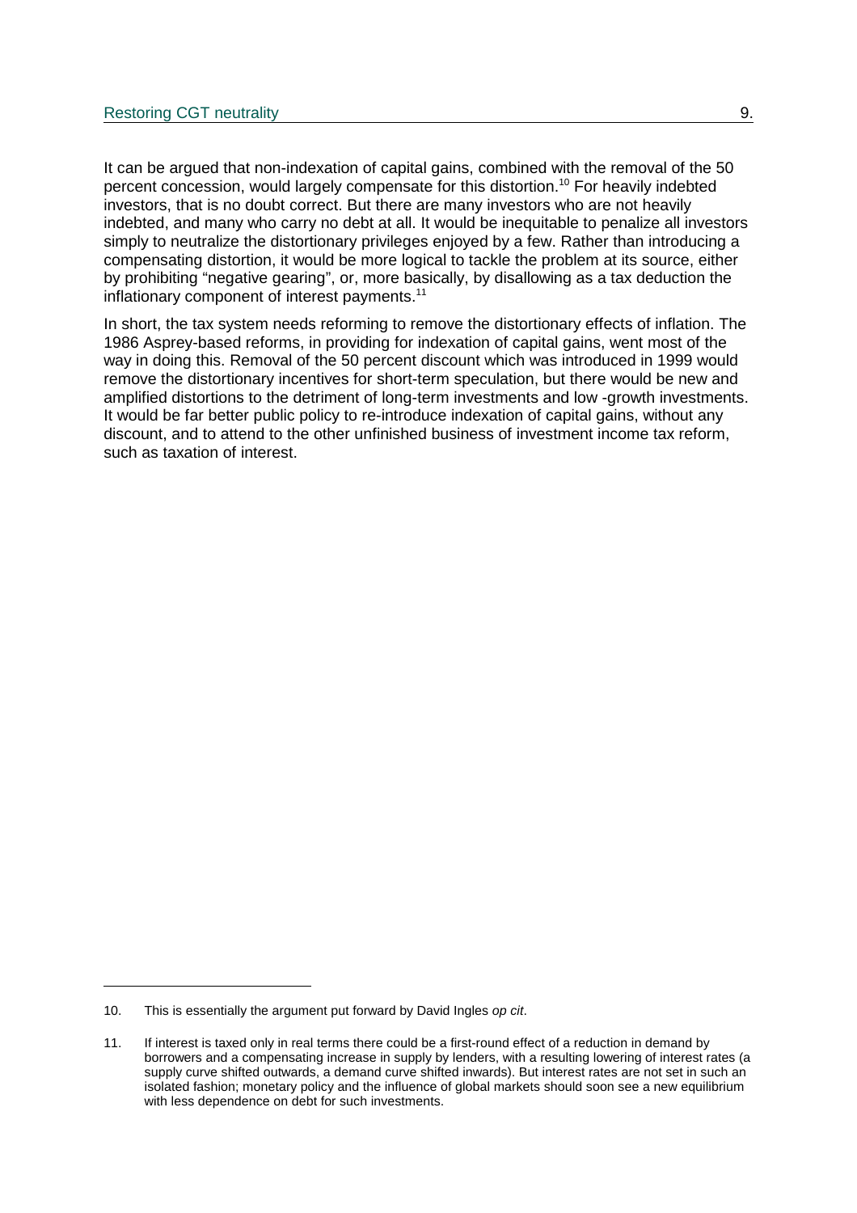It can be argued that non-indexation of capital gains, combined with the removal of the 50 percent concession, would largely compensate for this distortion.[10] For heavily indebted investors, that is no doubt correct. But there are many investors who are not heavily indebted, and many who carry no debt at all. It would be inequitable to penalize all investors simply to neutralize the distortionary privileges enjoyed by a few. Rather than introducing a compensating distortion, it would be more logical to tackle the problem at its source, either by prohibiting "negative gearing", or, more basically, by disallowing as a tax deduction the inflationary component of interest payments.[11]

In short, the tax system needs reforming to remove the distortionary effects of inflation. The 1986 Asprey-based reforms, in providing for indexation of capital gains, went most of the way in doing this. Removal of the 50 percent discount which was introduced in 1999 would remove the distortionary incentives for short-term speculation, but there would be new and amplified distortions to the detriment of long-term investments and low -growth investments. It would be far better public policy to re-introduce indexation of capital gains, without any discount, and to attend to the other unfinished business of investment income tax reform, such as taxation of interest.

---

10. This is essentially the argument put forward by David Ingles *op cit*.

11. If interest is taxed only in real terms there could be a first-round effect of a reduction in demand by borrowers and a compensating increase in supply by lenders, with a resulting lowering of interest rates (a supply curve shifted outwards, a demand curve shifted inwards). But interest rates are not set in such an isolated fashion; monetary policy and the influence of global markets should soon see a new equilibrium with less dependence on debt for such investments.